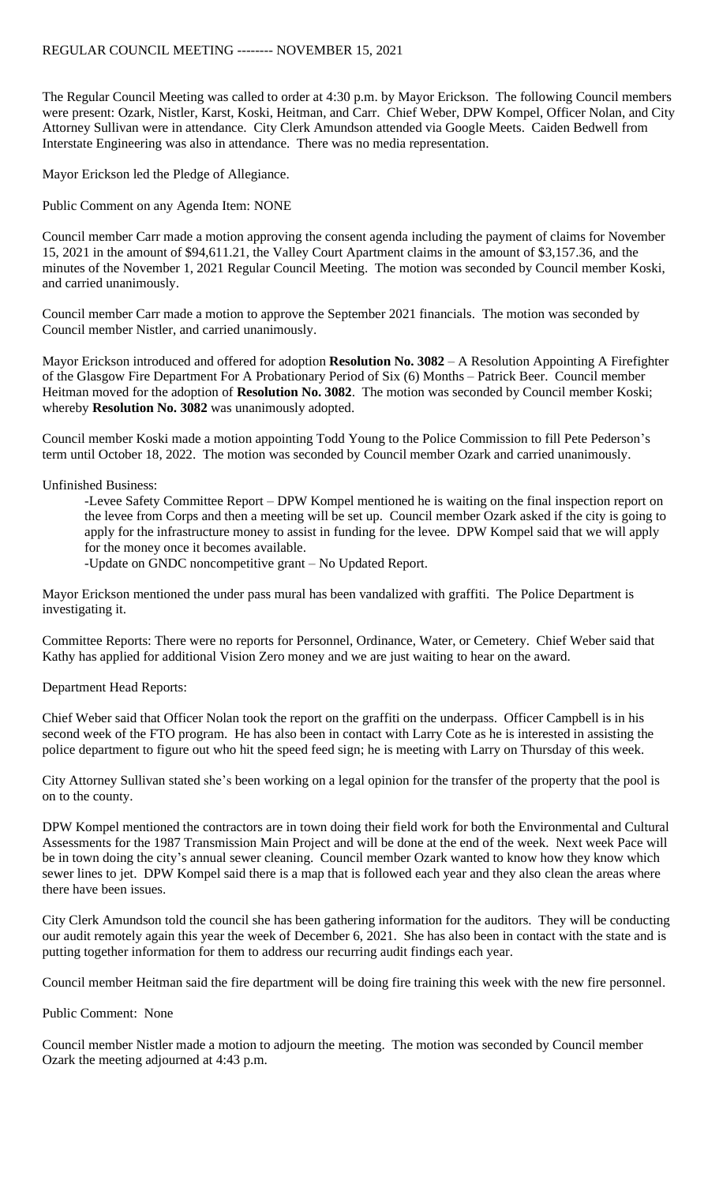# REGULAR COUNCIL MEETING -------- NOVEMBER 15, 2021

The Regular Council Meeting was called to order at 4:30 p.m. by Mayor Erickson. The following Council members were present: Ozark, Nistler, Karst, Koski, Heitman, and Carr. Chief Weber, DPW Kompel, Officer Nolan, and City Attorney Sullivan were in attendance. City Clerk Amundson attended via Google Meets. Caiden Bedwell from Interstate Engineering was also in attendance. There was no media representation.

Mayor Erickson led the Pledge of Allegiance.

Public Comment on any Agenda Item: NONE

Council member Carr made a motion approving the consent agenda including the payment of claims for November 15, 2021 in the amount of $94,611.21, the Valley Court Apartment claims in the amount of $3,157.36, and the minutes of the November 1, 2021 Regular Council Meeting. The motion was seconded by Council member Koski, and carried unanimously.

Council member Carr made a motion to approve the September 2021 financials. The motion was seconded by Council member Nistler, and carried unanimously.

Mayor Erickson introduced and offered for adoption **Resolution No. 3082** – A Resolution Appointing A Firefighter of the Glasgow Fire Department For A Probationary Period of Six (6) Months – Patrick Beer. Council member Heitman moved for the adoption of **Resolution No. 3082**. The motion was seconded by Council member Koski; whereby **Resolution No. 3082** was unanimously adopted.

Council member Koski made a motion appointing Todd Young to the Police Commission to fill Pete Pederson's term until October 18, 2022. The motion was seconded by Council member Ozark and carried unanimously.

Unfinished Business:

-Levee Safety Committee Report – DPW Kompel mentioned he is waiting on the final inspection report on the levee from Corps and then a meeting will be set up. Council member Ozark asked if the city is going to apply for the infrastructure money to assist in funding for the levee. DPW Kompel said that we will apply for the money once it becomes available.

-Update on GNDC noncompetitive grant – No Updated Report.

Mayor Erickson mentioned the under pass mural has been vandalized with graffiti. The Police Department is investigating it.

Committee Reports: There were no reports for Personnel, Ordinance, Water, or Cemetery. Chief Weber said that Kathy has applied for additional Vision Zero money and we are just waiting to hear on the award.

Department Head Reports:

Chief Weber said that Officer Nolan took the report on the graffiti on the underpass. Officer Campbell is in his second week of the FTO program. He has also been in contact with Larry Cote as he is interested in assisting the police department to figure out who hit the speed feed sign; he is meeting with Larry on Thursday of this week.

City Attorney Sullivan stated she's been working on a legal opinion for the transfer of the property that the pool is on to the county.

DPW Kompel mentioned the contractors are in town doing their field work for both the Environmental and Cultural Assessments for the 1987 Transmission Main Project and will be done at the end of the week. Next week Pace will be in town doing the city's annual sewer cleaning. Council member Ozark wanted to know how they know which sewer lines to jet. DPW Kompel said there is a map that is followed each year and they also clean the areas where there have been issues.

City Clerk Amundson told the council she has been gathering information for the auditors. They will be conducting our audit remotely again this year the week of December 6, 2021. She has also been in contact with the state and is putting together information for them to address our recurring audit findings each year.

Council member Heitman said the fire department will be doing fire training this week with the new fire personnel.

Public Comment: None

Council member Nistler made a motion to adjourn the meeting. The motion was seconded by Council member Ozark the meeting adjourned at 4:43 p.m.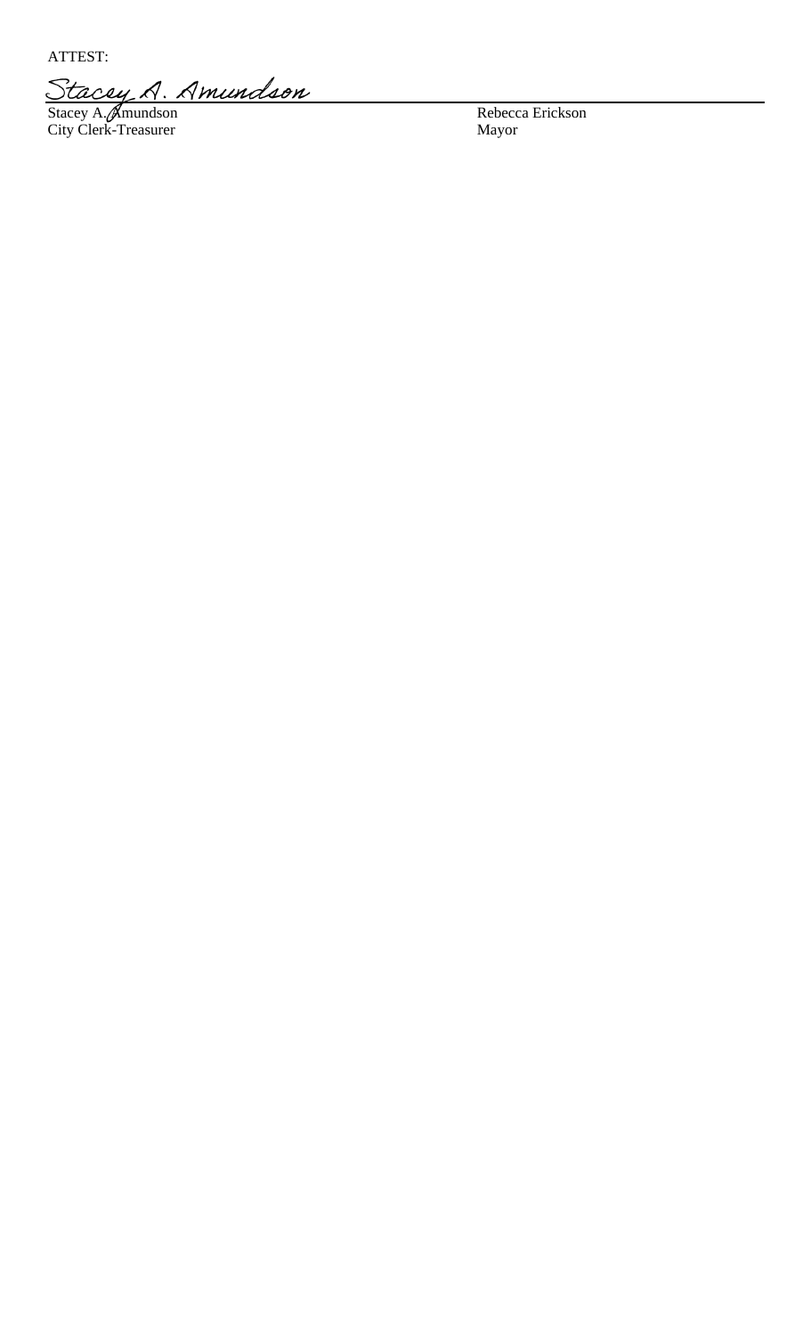ATTEST:

*Stacey A. Amundson*

| | |
|---|---|
| Stacey A. Amundson | Rebecca Erickson |
| City Clerk-Treasurer | Mayor |